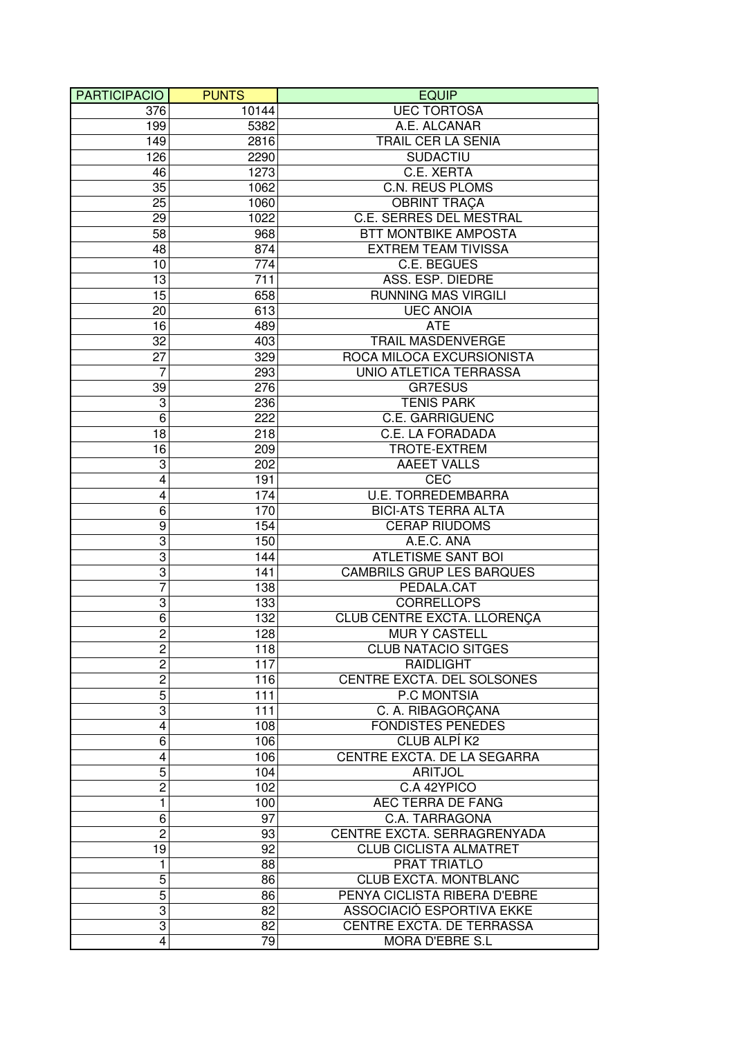| PARTICIPACIO | PUNTS | EQUIP |
|---|---|---|
| 376 | 10144 | UEC TORTOSA |
| 199 | 5382 | A.E. ALCANAR |
| 149 | 2816 | TRAIL CER LA SENIA |
| 126 | 2290 | SUDACTIU |
| 46 | 1273 | C.E. XERTA |
| 35 | 1062 | C.N. REUS PLOMS |
| 25 | 1060 | OBRINT TRAÇA |
| 29 | 1022 | C.E. SERRES DEL MESTRAL |
| 58 | 968 | BTT MONTBIKE AMPOSTA |
| 48 | 874 | EXTREM TEAM TIVISSA |
| 10 | 774 | C.E. BEGUES |
| 13 | 711 | ASS. ESP. DIEDRE |
| 15 | 658 | RUNNING MAS VIRGILI |
| 20 | 613 | UEC ANOIA |
| 16 | 489 | ATE |
| 32 | 403 | TRAIL MASDENVERGE |
| 27 | 329 | ROCA MILOCA EXCURSIONISTA |
| 7 | 293 | UNIO ATLETICA TERRASSA |
| 39 | 276 | GR7ESUS |
| 3 | 236 | TENIS PARK |
| 6 | 222 | C.E. GARRIGUENC |
| 18 | 218 | C.E. LA FORADADA |
| 16 | 209 | TROTE-EXTREM |
| 3 | 202 | AAEET VALLS |
| 4 | 191 | CEC |
| 4 | 174 | U.E. TORREDEMBARRA |
| 6 | 170 | BICI-ATS TERRA ALTA |
| 9 | 154 | CERAP RIUDOMS |
| 3 | 150 | A.E.C. ANA |
| 3 | 144 | ATLETISME SANT BOI |
| 3 | 141 | CAMBRILS GRUP LES BARQUES |
| 7 | 138 | PEDALA.CAT |
| 3 | 133 | CORRELLOPS |
| 6 | 132 | CLUB CENTRE EXCTA. LLORENÇA |
| 2 | 128 | MUR Y CASTELL |
| 2 | 118 | CLUB NATACIO SITGES |
| 2 | 117 | RAIDLIGHT |
| 2 | 116 | CENTRE EXCTA. DEL SOLSONES |
| 5 | 111 | P.C MONTSIA |
| 3 | 111 | C. A. RIBAGORÇANA |
| 4 | 108 | FONDISTES PENEDES |
| 6 | 106 | CLUB ALPÍ K2 |
| 4 | 106 | CENTRE EXCTA. DE LA SEGARRA |
| 5 | 104 | ARITJOL |
| 2 | 102 | C.A 42YPICO |
| 1 | 100 | AEC TERRA DE FANG |
| 6 | 97 | C.A. TARRAGONA |
| 2 | 93 | CENTRE EXCTA. SERRAGRENYADA |
| 19 | 92 | CLUB CICLISTA ALMATRET |
| 1 | 88 | PRAT TRIATLO |
| 5 | 86 | CLUB EXCTA. MONTBLANC |
| 5 | 86 | PENYA CICLISTA RIBERA D'EBRE |
| 3 | 82 | ASSOCIACIÓ ESPORTIVA EKKE |
| 3 | 82 | CENTRE EXCTA. DE TERRASSA |
| 4 | 79 | MORA D'EBRE S.L |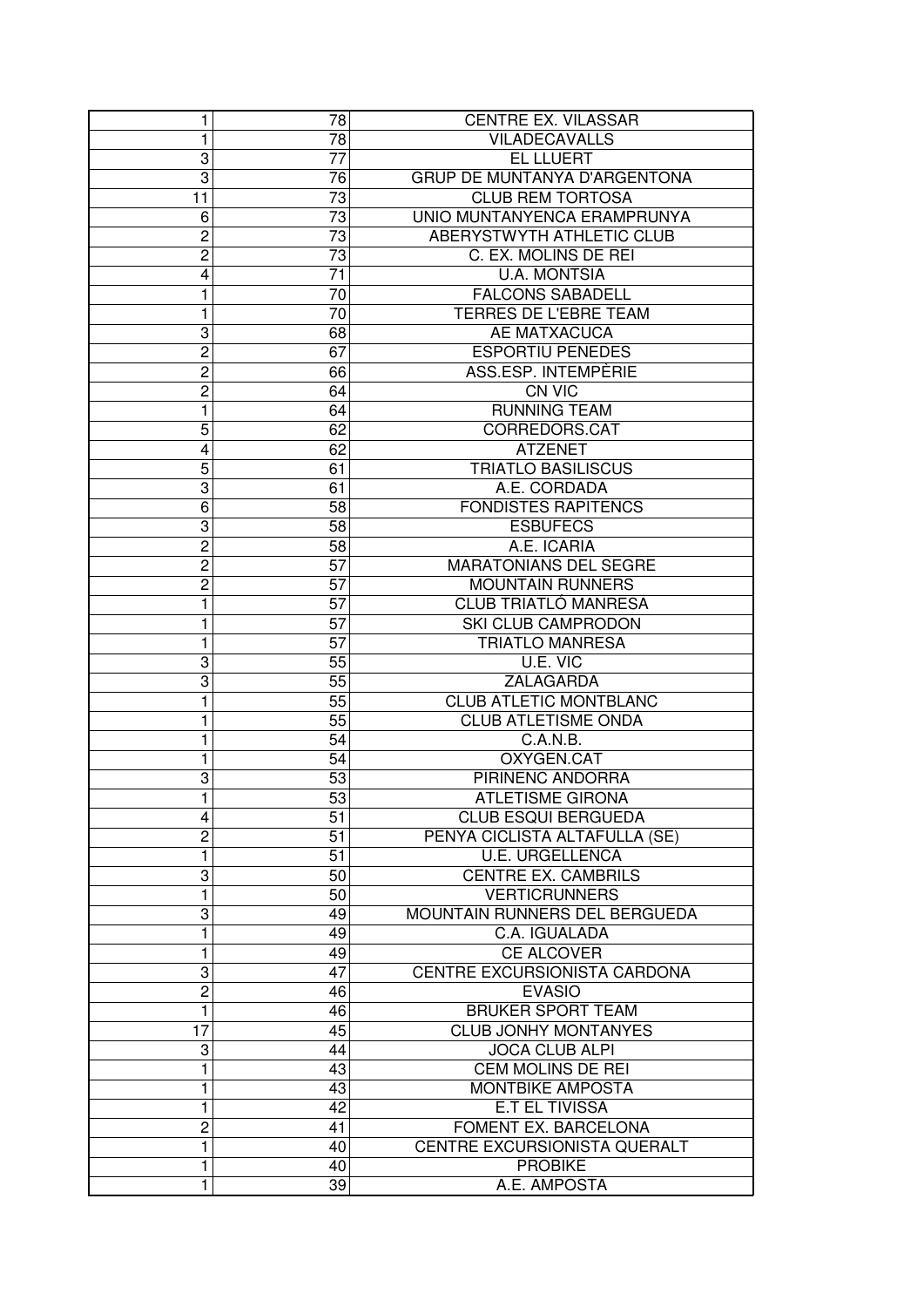| | | |
|---|---|---|
| 1 | 78 | CENTRE EX. VILASSAR |
| 1 | 78 | VILADECAVALLS |
| 3 | 77 | EL LLUERT |
| 3 | 76 | GRUP DE MUNTANYA D'ARGENTONA |
| 11 | 73 | CLUB REM TORTOSA |
| 6 | 73 | UNIO MUNTANYENCA ERAMPRUNYA |
| 2 | 73 | ABERYSTWYTH ATHLETIC CLUB |
| 2 | 73 | C. EX. MOLINS DE REI |
| 4 | 71 | U.A. MONTSIA |
| 1 | 70 | FALCONS SABADELL |
| 1 | 70 | TERRES DE L'EBRE TEAM |
| 3 | 68 | AE MATXACUCA |
| 2 | 67 | ESPORTIU PENEDES |
| 2 | 66 | ASS.ESP. INTEMPÈRIE |
| 2 | 64 | CN VIC |
| 1 | 64 | RUNNING TEAM |
| 5 | 62 | CORREDORS.CAT |
| 4 | 62 | ATZENET |
| 5 | 61 | TRIATLO BASILISCUS |
| 3 | 61 | A.E. CORDADA |
| 6 | 58 | FONDISTES RAPITENCS |
| 3 | 58 | ESBUFECS |
| 2 | 58 | A.E. ICARIA |
| 2 | 57 | MARATONIANS DEL SEGRE |
| 2 | 57 | MOUNTAIN RUNNERS |
| 1 | 57 | CLUB TRIATLÓ MANRESA |
| 1 | 57 | SKI CLUB CAMPRODON |
| 1 | 57 | TRIATLO MANRESA |
| 3 | 55 | U.E. VIC |
| 3 | 55 | ZALAGARDA |
| 1 | 55 | CLUB ATLETIC MONTBLANC |
| 1 | 55 | CLUB ATLETISME ONDA |
| 1 | 54 | C.A.N.B. |
| 1 | 54 | OXYGEN.CAT |
| 3 | 53 | PIRINENC ANDORRA |
| 1 | 53 | ATLETISME GIRONA |
| 4 | 51 | CLUB ESQUI BERGUEDA |
| 2 | 51 | PENYA CICLISTA ALTAFULLA (SE) |
| 1 | 51 | U.E. URGELLENCA |
| 3 | 50 | CENTRE EX. CAMBRILS |
| 1 | 50 | VERTICRUNNERS |
| 3 | 49 | MOUNTAIN RUNNERS DEL BERGUEDA |
| 1 | 49 | C.A. IGUALADA |
| 1 | 49 | CE ALCOVER |
| 3 | 47 | CENTRE EXCURSIONISTA CARDONA |
| 2 | 46 | EVASIO |
| 1 | 46 | BRUKER SPORT TEAM |
| 17 | 45 | CLUB JONHY MONTANYES |
| 3 | 44 | JOCA CLUB ALPI |
| 1 | 43 | CEM MOLINS DE REI |
| 1 | 43 | MONTBIKE AMPOSTA |
| 1 | 42 | E.T EL TIVISSA |
| 2 | 41 | FOMENT EX. BARCELONA |
| 1 | 40 | CENTRE EXCURSIONISTA QUERALT |
| 1 | 40 | PROBIKE |
| 1 | 39 | A.E. AMPOSTA |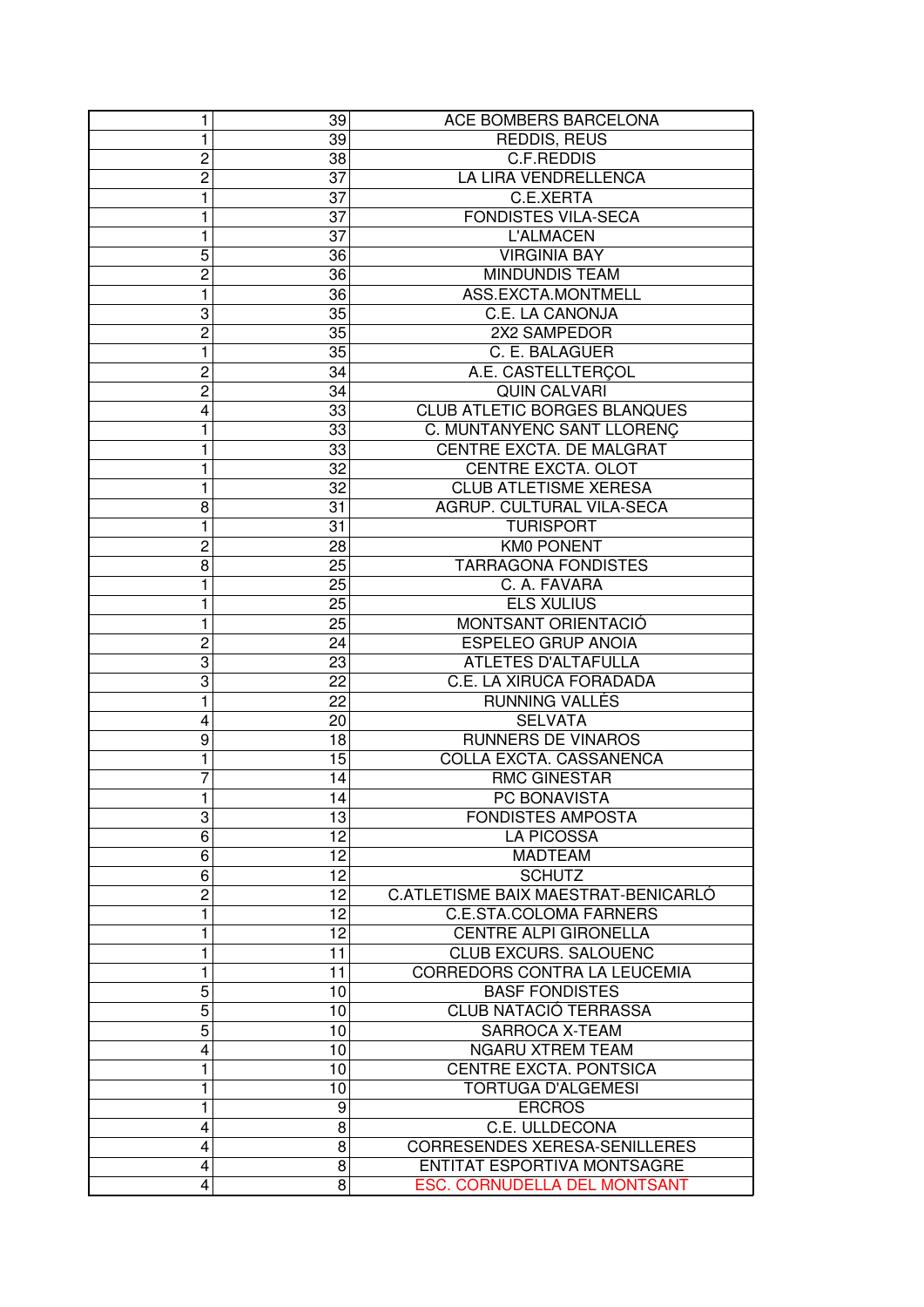| | | |
|---|---|---|
| 1 | 39 | ACE BOMBERS BARCELONA |
| 1 | 39 | REDDIS, REUS |
| 2 | 38 | C.F.REDDIS |
| 2 | 37 | LA LIRA VENDRELLENCA |
| 1 | 37 | C.E.XERTA |
| 1 | 37 | FONDISTES VILA-SECA |
| 1 | 37 | L'ALMACEN |
| 5 | 36 | VIRGINIA BAY |
| 2 | 36 | MINDUNDIS TEAM |
| 1 | 36 | ASS.EXCTA.MONTMELL |
| 3 | 35 | C.E. LA CANONJA |
| 2 | 35 | 2X2 SAMPEDOR |
| 1 | 35 | C. E. BALAGUER |
| 2 | 34 | A.E. CASTELLTERÇOL |
| 2 | 34 | QUIN CALVARI |
| 4 | 33 | CLUB ATLETIC BORGES BLANQUES |
| 1 | 33 | C. MUNTANYENC SANT LLORENÇ |
| 1 | 33 | CENTRE EXCTA. DE MALGRAT |
| 1 | 32 | CENTRE EXCTA. OLOT |
| 1 | 32 | CLUB ATLETISME XERESA |
| 8 | 31 | AGRUP. CULTURAL VILA-SECA |
| 1 | 31 | TURISPORT |
| 2 | 28 | KM0 PONENT |
| 8 | 25 | TARRAGONA FONDISTES |
| 1 | 25 | C. A. FAVARA |
| 1 | 25 | ELS XULIUS |
| 1 | 25 | MONTSANT ORIENTACIÓ |
| 2 | 24 | ESPELEO GRUP ANOIA |
| 3 | 23 | ATLETES D'ALTAFULLA |
| 3 | 22 | C.E. LA XIRUCA FORADADA |
| 1 | 22 | RUNNING VALLÉS |
| 4 | 20 | SELVATA |
| 9 | 18 | RUNNERS DE VINAROS |
| 1 | 15 | COLLA EXCTA. CASSANENCA |
| 7 | 14 | RMC GINESTAR |
| 1 | 14 | PC BONAVISTA |
| 3 | 13 | FONDISTES AMPOSTA |
| 6 | 12 | LA PICOSSA |
| 6 | 12 | MADTEAM |
| 6 | 12 | SCHUTZ |
| 2 | 12 | C.ATLETISME BAIX MAESTRAT-BENICARLÓ |
| 1 | 12 | C.E.STA.COLOMA FARNERS |
| 1 | 12 | CENTRE ALPI GIRONELLA |
| 1 | 11 | CLUB EXCURS. SALOUENC |
| 1 | 11 | CORREDORS CONTRA LA LEUCEMIA |
| 5 | 10 | BASF FONDISTES |
| 5 | 10 | CLUB NATACIÓ TERRASSA |
| 5 | 10 | SARROCA X-TEAM |
| 4 | 10 | NGARU XTREM TEAM |
| 1 | 10 | CENTRE EXCTA. PONTSICA |
| 1 | 10 | TORTUGA D'ALGEMESI |
| 1 | 9 | ERCROS |
| 4 | 8 | C.E. ULLDECONA |
| 4 | 8 | CORRESENDES XERESA-SENILLERES |
| 4 | 8 | ENTITAT ESPORTIVA MONTSAGRE |
| 4 | 8 | ESC. CORNUDELLA DEL MONTSANT |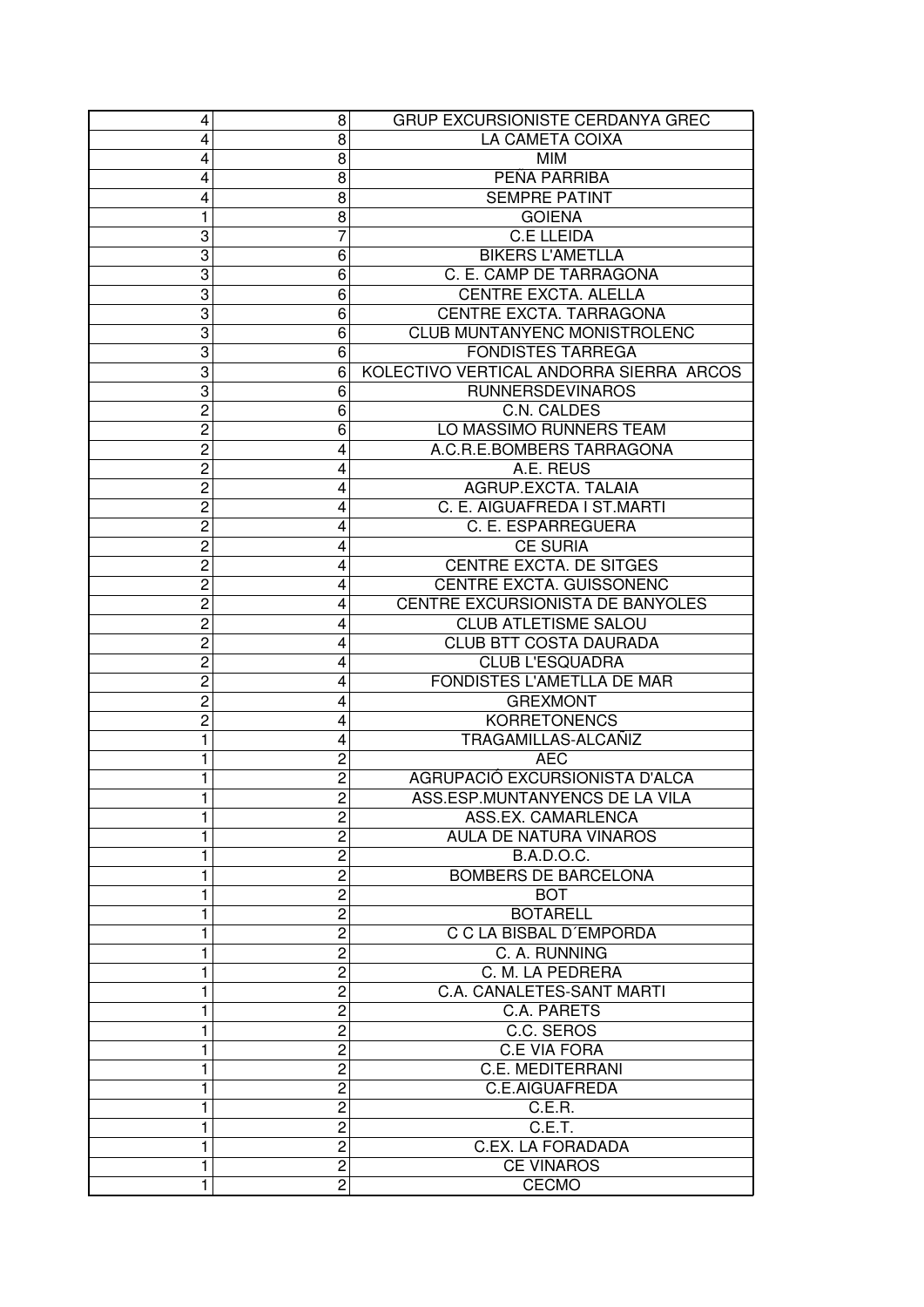| | | |
|---|---|---|
| 4 | 8 | GRUP EXCURSIONISTE CERDANYA GREC |
| 4 | 8 | LA CAMETA COIXA |
| 4 | 8 | MIM |
| 4 | 8 | PEÑA PARRIBA |
| 4 | 8 | SEMPRE PATINT |
| 1 | 8 | GOIENA |
| 3 | 7 | C.E LLEIDA |
| 3 | 6 | BIKERS L'AMETLLA |
| 3 | 6 | C. E. CAMP DE TARRAGONA |
| 3 | 6 | CENTRE EXCTA. ALELLA |
| 3 | 6 | CENTRE EXCTA. TARRAGONA |
| 3 | 6 | CLUB MUNTANYENC MONISTROLENC |
| 3 | 6 | FONDISTES TARREGA |
| 3 | 6 | KOLECTIVO VERTICAL ANDORRA SIERRA ARCOS |
| 3 | 6 | RUNNERSDEVINAROS |
| 2 | 6 | C.N. CALDES |
| 2 | 6 | LO MASSIMO RUNNERS TEAM |
| 2 | 4 | A.C.R.E.BOMBERS TARRAGONA |
| 2 | 4 | A.E. REUS |
| 2 | 4 | AGRUP.EXCTA. TALAIA |
| 2 | 4 | C. E. AIGUAFREDA I ST.MARTI |
| 2 | 4 | C. E. ESPARREGUERA |
| 2 | 4 | CE SURIA |
| 2 | 4 | CENTRE EXCTA. DE SITGES |
| 2 | 4 | CENTRE EXCTA. GUISSONENC |
| 2 | 4 | CENTRE EXCURSIONISTA DE BANYOLES |
| 2 | 4 | CLUB ATLETISME SALOU |
| 2 | 4 | CLUB BTT COSTA DAURADA |
| 2 | 4 | CLUB L'ESQUADRA |
| 2 | 4 | FONDISTES L'AMETLLA DE MAR |
| 2 | 4 | GREXMONT |
| 2 | 4 | KORRETONENCS |
| 1 | 4 | TRAGAMILLAS-ALCAÑIZ |
| 1 | 2 | AEC |
| 1 | 2 | AGRUPACIÓ EXCURSIONISTA D'ALCA |
| 1 | 2 | ASS.ESP.MUNTANYENCS DE LA VILA |
| 1 | 2 | ASS.EX. CAMARLENCA |
| 1 | 2 | AULA DE NATURA VINAROS |
| 1 | 2 | B.A.D.O.C. |
| 1 | 2 | BOMBERS DE BARCELONA |
| 1 | 2 | BOT |
| 1 | 2 | BOTARELL |
| 1 | 2 | C C LA BISBAL D´EMPORDA |
| 1 | 2 | C. A. RUNNING |
| 1 | 2 | C. M. LA PEDRERA |
| 1 | 2 | C.A. CANALETES-SANT MARTI |
| 1 | 2 | C.A. PARETS |
| 1 | 2 | C.C. SEROS |
| 1 | 2 | C.E VIA FORA |
| 1 | 2 | C.E. MEDITERRANI |
| 1 | 2 | C.E.AIGUAFREDA |
| 1 | 2 | C.E.R. |
| 1 | 2 | C.E.T. |
| 1 | 2 | C.EX. LA FORADADA |
| 1 | 2 | CE VINAROS |
| 1 | 2 | CECMO |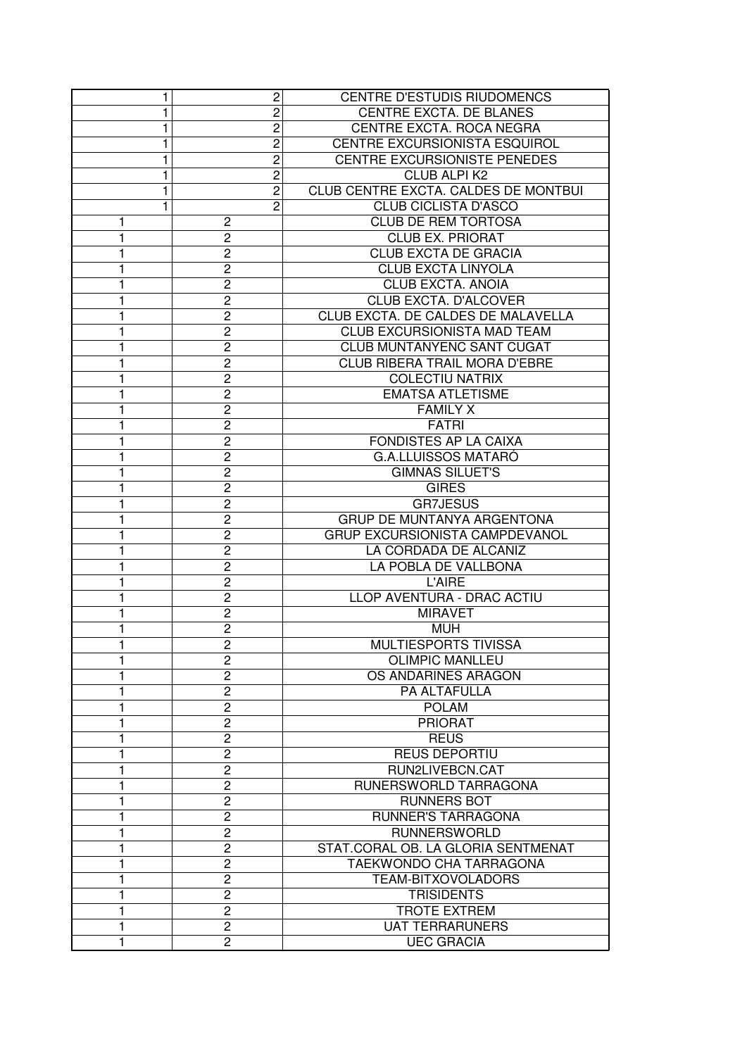| | | |
|---|---|---|
| 1 | 2 | CENTRE D'ESTUDIS RIUDOMENCS |
| 1 | 2 | CENTRE EXCTA. DE BLANES |
| 1 | 2 | CENTRE EXCTA. ROCA NEGRA |
| 1 | 2 | CENTRE EXCURSIONISTA ESQUIROL |
| 1 | 2 | CENTRE EXCURSIONISTE PENEDES |
| 1 | 2 | CLUB ALPI K2 |
| 1 | 2 | CLUB CENTRE EXCTA. CALDES DE MONTBUI |
| 1 | 2 | CLUB CICLISTA D'ASCO |
| 1 | 2 | CLUB DE REM TORTOSA |
| 1 | 2 | CLUB EX. PRIORAT |
| 1 | 2 | CLUB EXCTA DE GRACIA |
| 1 | 2 | CLUB EXCTA LINYOLA |
| 1 | 2 | CLUB EXCTA. ANOIA |
| 1 | 2 | CLUB EXCTA. D'ALCOVER |
| 1 | 2 | CLUB EXCTA. DE CALDES DE MALAVELLA |
| 1 | 2 | CLUB EXCURSIONISTA MAD TEAM |
| 1 | 2 | CLUB MUNTANYENC SANT CUGAT |
| 1 | 2 | CLUB RIBERA TRAIL MORA D'EBRE |
| 1 | 2 | COLECTIU NATRIX |
| 1 | 2 | EMATSA ATLETISME |
| 1 | 2 | FAMILY X |
| 1 | 2 | FATRI |
| 1 | 2 | FONDISTES AP LA CAIXA |
| 1 | 2 | G.A.LLUISSOS MATARÓ |
| 1 | 2 | GIMNAS SILUET'S |
| 1 | 2 | GIRES |
| 1 | 2 | GR7JESUS |
| 1 | 2 | GRUP DE MUNTANYA ARGENTONA |
| 1 | 2 | GRUP EXCURSIONISTA CAMPDEVANOL |
| 1 | 2 | LA CORDADA DE ALCAÑIZ |
| 1 | 2 | LA POBLA DE VALLBONA |
| 1 | 2 | L'AIRE |
| 1 | 2 | LLOP AVENTURA - DRAC ACTIU |
| 1 | 2 | MIRAVET |
| 1 | 2 | MUH |
| 1 | 2 | MULTIESPORTS TIVISSA |
| 1 | 2 | OLIMPIC MANLLEU |
| 1 | 2 | OS ANDARINES ARAGON |
| 1 | 2 | PA ALTAFULLA |
| 1 | 2 | POLAM |
| 1 | 2 | PRIORAT |
| 1 | 2 | REUS |
| 1 | 2 | REUS DEPORTIU |
| 1 | 2 | RUN2LIVEBCN.CAT |
| 1 | 2 | RUNERSWORLD TARRAGONA |
| 1 | 2 | RUNNERS BOT |
| 1 | 2 | RUNNER'S TARRAGONA |
| 1 | 2 | RUNNERSWORLD |
| 1 | 2 | STAT.CORAL OB. LA GLORIA SENTMENAT |
| 1 | 2 | TAEKWONDO CHA TARRAGONA |
| 1 | 2 | TEAM-BITXOVOLADORS |
| 1 | 2 | TRISIDENTS |
| 1 | 2 | TROTE EXTREM |
| 1 | 2 | UAT TERRARUNERS |
| 1 | 2 | UEC GRACIA |